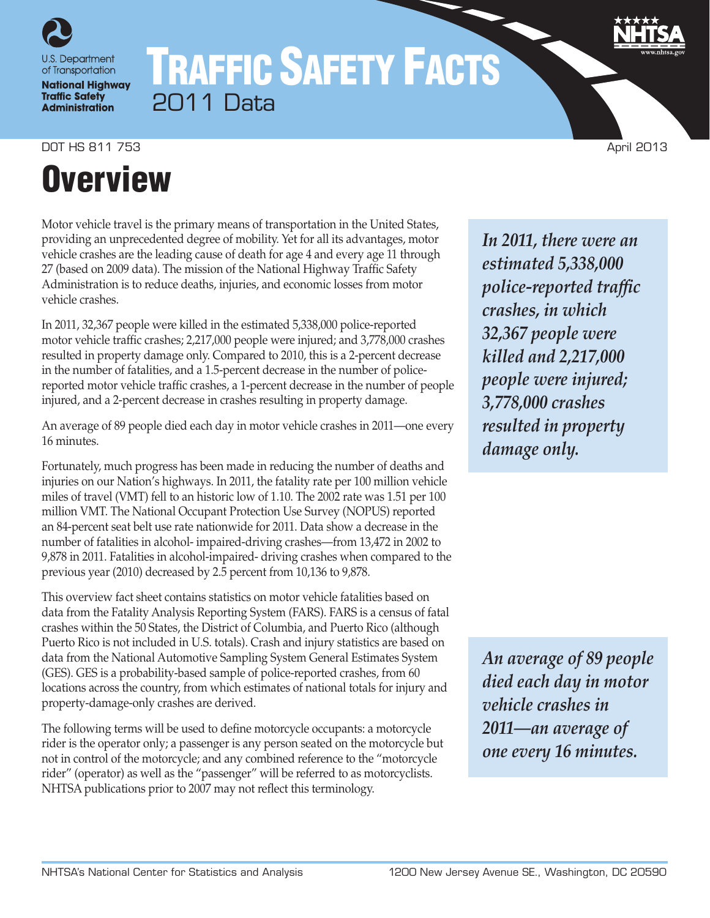U.S. Department of Transportation

National Highway Traffic Safety Administration

# TRAFFIC SAFETY FACTS

2011 Data

DOT HS 811 753 April 2013

# Overview

Motor vehicle travel is the primary means of transportation in the United States, providing an unprecedented degree of mobility. Yet for all its advantages, motor vehicle crashes are the leading cause of death for age 4 and every age 11 through 27 (based on 2009 data). The mission of the National Highway Traffic Safety Administration is to reduce deaths, injuries, and economic losses from motor vehicle crashes.

*In 2011, there were an estimated 5,338,000 police-reported traffic crashes, in which 32,367 people were killed and 2,217,000 people were injured; 3,778,000 crashes resulted in property damage only.*

In 2011, 32,367 people were killed in the estimated 5,338,000 police-reported motor vehicle traffic crashes; 2,217,000 people were injured; and 3,778,000 crashes resulted in property damage only. Compared to 2010, this is a 2-percent decrease in the number of fatalities, and a 1.5-percent decrease in the number of police-reported motor vehicle traffic crashes, a 1-percent decrease in the number of people injured, and a 2-percent decrease in crashes resulting in property damage.

An average of 89 people died each day in motor vehicle crashes in 2011—one every 16 minutes.

Fortunately, much progress has been made in reducing the number of deaths and injuries on our Nation's highways. In 2011, the fatality rate per 100 million vehicle miles of travel (VMT) fell to an historic low of 1.10. The 2002 rate was 1.51 per 100 million VMT. The National Occupant Protection Use Survey (NOPUS) reported an 84-percent seat belt use rate nationwide for 2011. Data show a decrease in the number of fatalities in alcohol- impaired-driving crashes—from 13,472 in 2002 to 9,878 in 2011. Fatalities in alcohol-impaired- driving crashes when compared to the previous year (2010) decreased by 2.5 percent from 10,136 to 9,878.

This overview fact sheet contains statistics on motor vehicle fatalities based on data from the Fatality Analysis Reporting System (FARS). FARS is a census of fatal crashes within the 50 States, the District of Columbia, and Puerto Rico (although Puerto Rico is not included in U.S. totals). Crash and injury statistics are based on data from the National Automotive Sampling System General Estimates System (GES). GES is a probability-based sample of police-reported crashes, from 60 locations across the country, from which estimates of national totals for injury and property-damage-only crashes are derived.

*An average of 89 people died each day in motor vehicle crashes in 2011—an average of one every 16 minutes.*

The following terms will be used to define motorcycle occupants: a motorcycle rider is the operator only; a passenger is any person seated on the motorcycle but not in control of the motorcycle; and any combined reference to the "motorcycle rider" (operator) as well as the "passenger" will be referred to as motorcyclists. NHTSA publications prior to 2007 may not reflect this terminology.

NHTSA's National Center for Statistics and Analysis 1200 New Jersey Avenue SE., Washington, DC 20590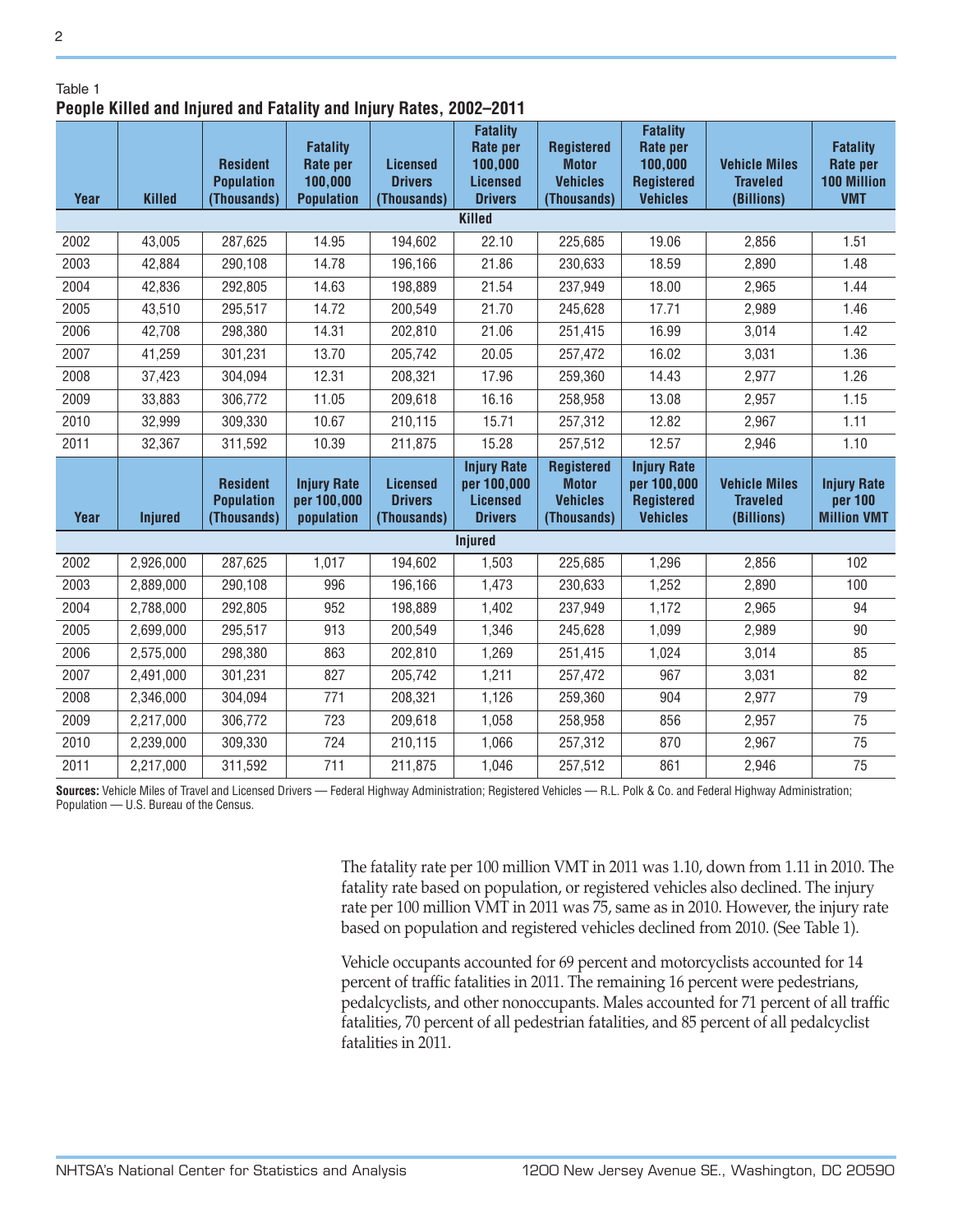Table 1

**People Killed and Injured and Fatality and Injury Rates, 2002–2011**

| Year | Killed | Resident Population (Thousands) | Fatality Rate per 100,000 Population | Licensed Drivers (Thousands) | Fatality Rate per 100,000 Licensed Drivers | Registered Motor Vehicles (Thousands) | Fatality Rate per 100,000 Registered Vehicles | Vehicle Miles Traveled (Billions) | Fatality Rate per 100 Million VMT |
|---|---|---|---|---|---|---|---|---|---|
| **Killed** | | | | | | | | | |
| 2002 | 43,005 | 287,625 | 14.95 | 194,602 | 22.10 | 225,685 | 19.06 | 2,856 | 1.51 |
| 2003 | 42,884 | 290,108 | 14.78 | 196,166 | 21.86 | 230,633 | 18.59 | 2,890 | 1.48 |
| 2004 | 42,836 | 292,805 | 14.63 | 198,889 | 21.54 | 237,949 | 18.00 | 2,965 | 1.44 |
| 2005 | 43,510 | 295,517 | 14.72 | 200,549 | 21.70 | 245,628 | 17.71 | 2,989 | 1.46 |
| 2006 | 42,708 | 298,380 | 14.31 | 202,810 | 21.06 | 251,415 | 16.99 | 3,014 | 1.42 |
| 2007 | 41,259 | 301,231 | 13.70 | 205,742 | 20.05 | 257,472 | 16.02 | 3,031 | 1.36 |
| 2008 | 37,423 | 304,094 | 12.31 | 208,321 | 17.96 | 259,360 | 14.43 | 2,977 | 1.26 |
| 2009 | 33,883 | 306,772 | 11.05 | 209,618 | 16.16 | 258,958 | 13.08 | 2,957 | 1.15 |
| 2010 | 32,999 | 309,330 | 10.67 | 210,115 | 15.71 | 257,312 | 12.82 | 2,967 | 1.11 |
| 2011 | 32,367 | 311,592 | 10.39 | 211,875 | 15.28 | 257,512 | 12.57 | 2,946 | 1.10 |
| **Year** | **Injured** | **Resident Population (Thousands)** | **Injury Rate per 100,000 population** | **Licensed Drivers (Thousands)** | **Injury Rate per 100,000 Licensed Drivers** | **Registered Motor Vehicles (Thousands)** | **Injury Rate per 100,000 Registered Vehicles** | **Vehicle Miles Traveled (Billions)** | **Injury Rate per 100 Million VMT** |
| **Injured** | | | | | | | | | |
| 2002 | 2,926,000 | 287,625 | 1,017 | 194,602 | 1,503 | 225,685 | 1,296 | 2,856 | 102 |
| 2003 | 2,889,000 | 290,108 | 996 | 196,166 | 1,473 | 230,633 | 1,252 | 2,890 | 100 |
| 2004 | 2,788,000 | 292,805 | 952 | 198,889 | 1,402 | 237,949 | 1,172 | 2,965 | 94 |
| 2005 | 2,699,000 | 295,517 | 913 | 200,549 | 1,346 | 245,628 | 1,099 | 2,989 | 90 |
| 2006 | 2,575,000 | 298,380 | 863 | 202,810 | 1,269 | 251,415 | 1,024 | 3,014 | 85 |
| 2007 | 2,491,000 | 301,231 | 827 | 205,742 | 1,211 | 257,472 | 967 | 3,031 | 82 |
| 2008 | 2,346,000 | 304,094 | 771 | 208,321 | 1,126 | 259,360 | 904 | 2,977 | 79 |
| 2009 | 2,217,000 | 306,772 | 723 | 209,618 | 1,058 | 258,958 | 856 | 2,957 | 75 |
| 2010 | 2,239,000 | 309,330 | 724 | 210,115 | 1,066 | 257,312 | 870 | 2,967 | 75 |
| 2011 | 2,217,000 | 311,592 | 711 | 211,875 | 1,046 | 257,512 | 861 | 2,946 | 75 |

**Sources:** Vehicle Miles of Travel and Licensed Drivers — Federal Highway Administration; Registered Vehicles — R.L. Polk & Co. and Federal Highway Administration; Population — U.S. Bureau of the Census.

The fatality rate per 100 million VMT in 2011 was 1.10, down from 1.11 in 2010. The fatality rate based on population, or registered vehicles also declined. The injury rate per 100 million VMT in 2011 was 75, same as in 2010. However, the injury rate based on population and registered vehicles declined from 2010. (See Table 1).

Vehicle occupants accounted for 69 percent and motorcyclists accounted for 14 percent of traffic fatalities in 2011. The remaining 16 percent were pedestrians, pedalcyclists, and other nonoccupants. Males accounted for 71 percent of all traffic fatalities, 70 percent of all pedestrian fatalities, and 85 percent of all pedalcyclist fatalities in 2011.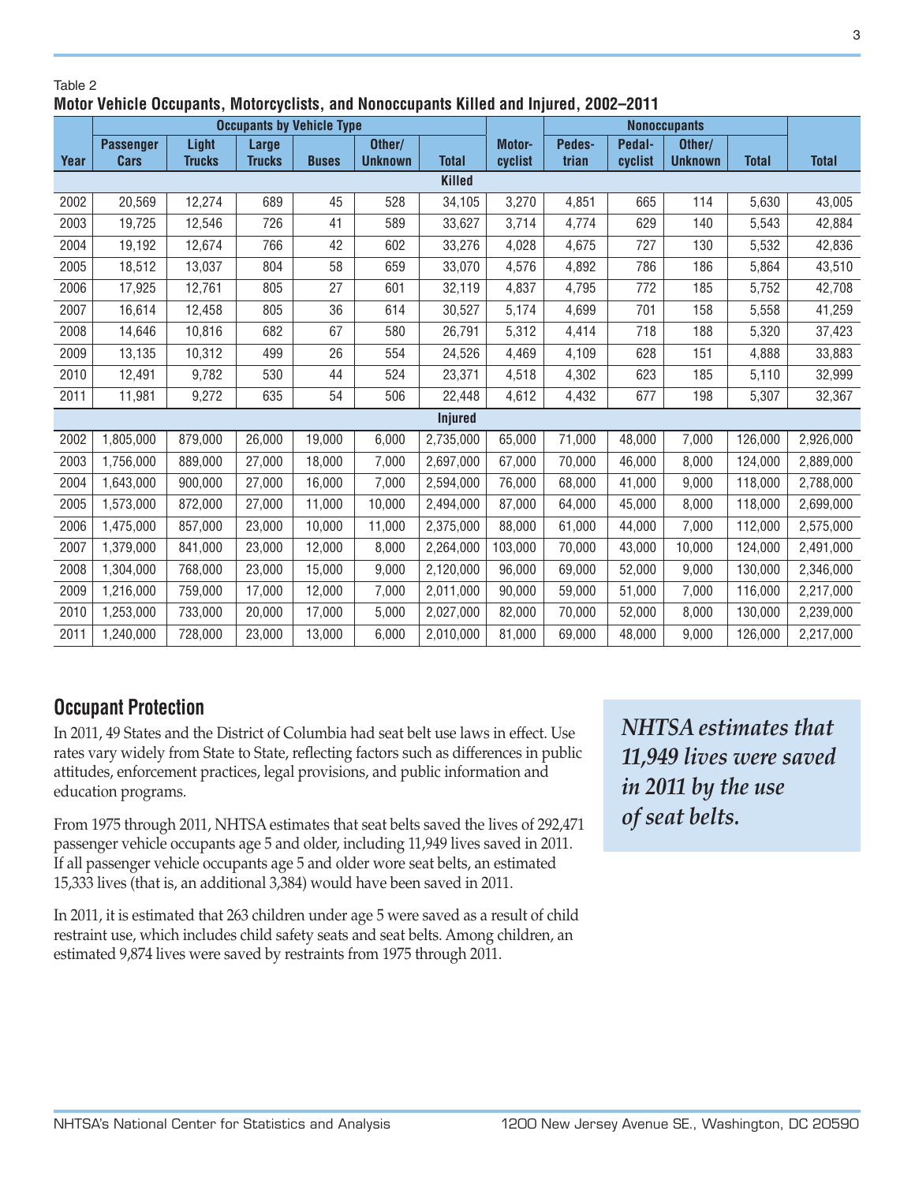Table 2

**Motor Vehicle Occupants, Motorcyclists, and Nonoccupants Killed and Injured, 2002–2011**

| | Occupants by Vehicle Type | | | | | | | Nonoccupants | | | | |
|---|---|---|---|---|---|---|---|---|---|---|---|---|
| Year | Passenger Cars | Light Trucks | Large Trucks | Buses | Other/ Unknown | Total | Motor-cyclist | Pedes-trian | Pedal-cyclist | Other/ Unknown | Total | Total |
| **Killed** | | | | | | | | | | | | |
| 2002 | 20,569 | 12,274 | 689 | 45 | 528 | 34,105 | 3,270 | 4,851 | 665 | 114 | 5,630 | 43,005 |
| 2003 | 19,725 | 12,546 | 726 | 41 | 589 | 33,627 | 3,714 | 4,774 | 629 | 140 | 5,543 | 42,884 |
| 2004 | 19,192 | 12,674 | 766 | 42 | 602 | 33,276 | 4,028 | 4,675 | 727 | 130 | 5,532 | 42,836 |
| 2005 | 18,512 | 13,037 | 804 | 58 | 659 | 33,070 | 4,576 | 4,892 | 786 | 186 | 5,864 | 43,510 |
| 2006 | 17,925 | 12,761 | 805 | 27 | 601 | 32,119 | 4,837 | 4,795 | 772 | 185 | 5,752 | 42,708 |
| 2007 | 16,614 | 12,458 | 805 | 36 | 614 | 30,527 | 5,174 | 4,699 | 701 | 158 | 5,558 | 41,259 |
| 2008 | 14,646 | 10,816 | 682 | 67 | 580 | 26,791 | 5,312 | 4,414 | 718 | 188 | 5,320 | 37,423 |
| 2009 | 13,135 | 10,312 | 499 | 26 | 554 | 24,526 | 4,469 | 4,109 | 628 | 151 | 4,888 | 33,883 |
| 2010 | 12,491 | 9,782 | 530 | 44 | 524 | 23,371 | 4,518 | 4,302 | 623 | 185 | 5,110 | 32,999 |
| 2011 | 11,981 | 9,272 | 635 | 54 | 506 | 22,448 | 4,612 | 4,432 | 677 | 198 | 5,307 | 32,367 |
| **Injured** | | | | | | | | | | | | |
| 2002 | 1,805,000 | 879,000 | 26,000 | 19,000 | 6,000 | 2,735,000 | 65,000 | 71,000 | 48,000 | 7,000 | 126,000 | 2,926,000 |
| 2003 | 1,756,000 | 889,000 | 27,000 | 18,000 | 7,000 | 2,697,000 | 67,000 | 70,000 | 46,000 | 8,000 | 124,000 | 2,889,000 |
| 2004 | 1,643,000 | 900,000 | 27,000 | 16,000 | 7,000 | 2,594,000 | 76,000 | 68,000 | 41,000 | 9,000 | 118,000 | 2,788,000 |
| 2005 | 1,573,000 | 872,000 | 27,000 | 11,000 | 10,000 | 2,494,000 | 87,000 | 64,000 | 45,000 | 8,000 | 118,000 | 2,699,000 |
| 2006 | 1,475,000 | 857,000 | 23,000 | 10,000 | 11,000 | 2,375,000 | 88,000 | 61,000 | 44,000 | 7,000 | 112,000 | 2,575,000 |
| 2007 | 1,379,000 | 841,000 | 23,000 | 12,000 | 8,000 | 2,264,000 | 103,000 | 70,000 | 43,000 | 10,000 | 124,000 | 2,491,000 |
| 2008 | 1,304,000 | 768,000 | 23,000 | 15,000 | 9,000 | 2,120,000 | 96,000 | 69,000 | 52,000 | 9,000 | 130,000 | 2,346,000 |
| 2009 | 1,216,000 | 759,000 | 17,000 | 12,000 | 7,000 | 2,011,000 | 90,000 | 59,000 | 51,000 | 7,000 | 116,000 | 2,217,000 |
| 2010 | 1,253,000 | 733,000 | 20,000 | 17,000 | 5,000 | 2,027,000 | 82,000 | 70,000 | 52,000 | 8,000 | 130,000 | 2,239,000 |
| 2011 | 1,240,000 | 728,000 | 23,000 | 13,000 | 6,000 | 2,010,000 | 81,000 | 69,000 | 48,000 | 9,000 | 126,000 | 2,217,000 |

## Occupant Protection

In 2011, 49 States and the District of Columbia had seat belt use laws in effect. Use rates vary widely from State to State, reflecting factors such as differences in public attitudes, enforcement practices, legal provisions, and public information and education programs.

From 1975 through 2011, NHTSA estimates that seat belts saved the lives of 292,471 passenger vehicle occupants age 5 and older, including 11,949 lives saved in 2011. If all passenger vehicle occupants age 5 and older wore seat belts, an estimated 15,333 lives (that is, an additional 3,384) would have been saved in 2011.

In 2011, it is estimated that 263 children under age 5 were saved as a result of child restraint use, which includes child safety seats and seat belts. Among children, an estimated 9,874 lives were saved by restraints from 1975 through 2011.

*NHTSA estimates that 11,949 lives were saved in 2011 by the use of seat belts.*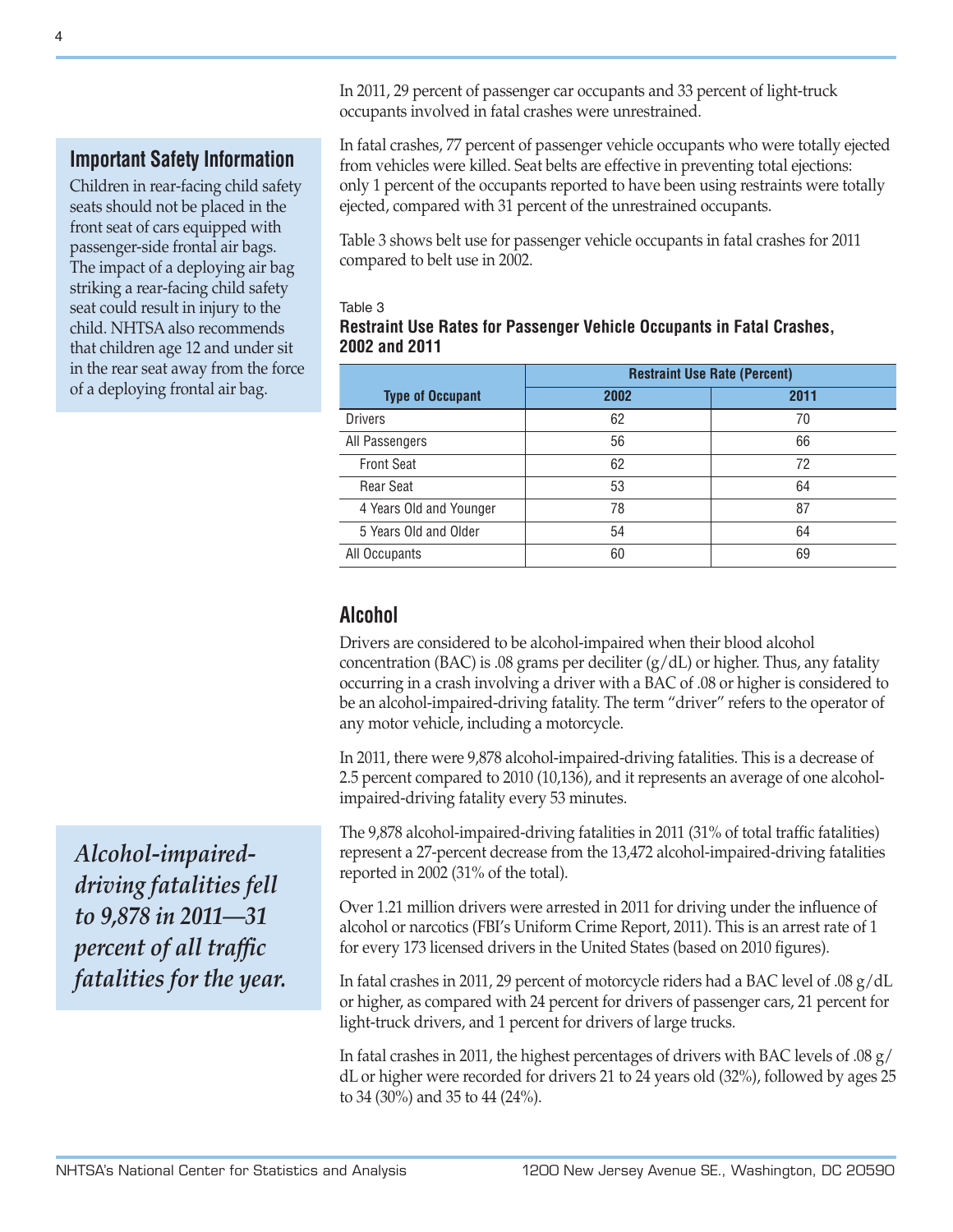In 2011, 29 percent of passenger car occupants and 33 percent of light-truck occupants involved in fatal crashes were unrestrained.

### Important Safety Information

Children in rear-facing child safety seats should not be placed in the front seat of cars equipped with passenger-side frontal air bags. The impact of a deploying air bag striking a rear-facing child safety seat could result in injury to the child. NHTSA also recommends that children age 12 and under sit in the rear seat away from the force of a deploying frontal air bag.

In fatal crashes, 77 percent of passenger vehicle occupants who were totally ejected from vehicles were killed. Seat belts are effective in preventing total ejections: only 1 percent of the occupants reported to have been using restraints were totally ejected, compared with 31 percent of the unrestrained occupants.

Table 3 shows belt use for passenger vehicle occupants in fatal crashes for 2011 compared to belt use in 2002.

Table 3
**Restraint Use Rates for Passenger Vehicle Occupants in Fatal Crashes, 2002 and 2011**

| Type of Occupant | Restraint Use Rate (Percent) | |
|---|---|---|
| | 2002 | 2011 |
| Drivers | 62 | 70 |
| All Passengers | 56 | 66 |
| Front Seat | 62 | 72 |
| Rear Seat | 53 | 64 |
| 4 Years Old and Younger | 78 | 87 |
| 5 Years Old and Older | 54 | 64 |
| All Occupants | 60 | 69 |

## Alcohol

Drivers are considered to be alcohol-impaired when their blood alcohol concentration (BAC) is .08 grams per deciliter (g/dL) or higher. Thus, any fatality occurring in a crash involving a driver with a BAC of .08 or higher is considered to be an alcohol-impaired-driving fatality. The term "driver" refers to the operator of any motor vehicle, including a motorcycle.

In 2011, there were 9,878 alcohol-impaired-driving fatalities. This is a decrease of 2.5 percent compared to 2010 (10,136), and it represents an average of one alcohol-impaired-driving fatality every 53 minutes.

*Alcohol-impaired-driving fatalities fell to 9,878 in 2011—31 percent of all traffic fatalities for the year.*

The 9,878 alcohol-impaired-driving fatalities in 2011 (31% of total traffic fatalities) represent a 27-percent decrease from the 13,472 alcohol-impaired-driving fatalities reported in 2002 (31% of the total).

Over 1.21 million drivers were arrested in 2011 for driving under the influence of alcohol or narcotics (FBI's Uniform Crime Report, 2011). This is an arrest rate of 1 for every 173 licensed drivers in the United States (based on 2010 figures).

In fatal crashes in 2011, 29 percent of motorcycle riders had a BAC level of .08 g/dL or higher, as compared with 24 percent for drivers of passenger cars, 21 percent for light-truck drivers, and 1 percent for drivers of large trucks.

In fatal crashes in 2011, the highest percentages of drivers with BAC levels of .08 g/dL or higher were recorded for drivers 21 to 24 years old (32%), followed by ages 25 to 34 (30%) and 35 to 44 (24%).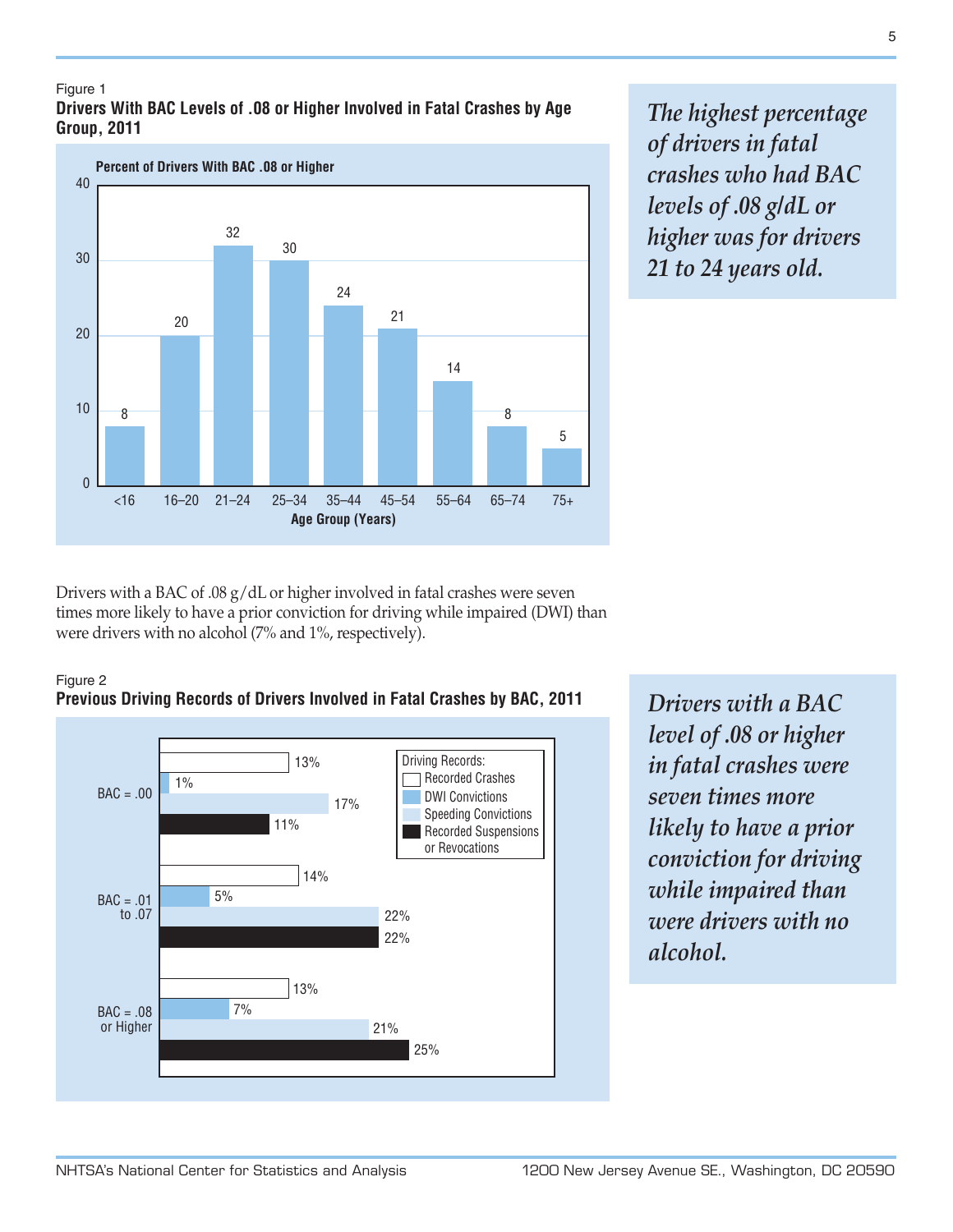Figure 1

**Drivers With BAC Levels of .08 or Higher Involved in Fatal Crashes by Age Group, 2011**

Percent of Drivers With BAC .08 or Higher

| Age Group (Years) | Percent |
|---|---|
| <16 | 8 |
| 16–20 | 20 |
| 21–24 | 32 |
| 25–34 | 30 |
| 35–44 | 24 |
| 45–54 | 21 |
| 55–64 | 14 |
| 65–74 | 8 |
| 75+ | 5 |

*The highest percentage of drivers in fatal crashes who had BAC levels of .08 g/dL or higher was for drivers 21 to 24 years old.*

Drivers with a BAC of .08 g/dL or higher involved in fatal crashes were seven times more likely to have a prior conviction for driving while impaired (DWI) than were drivers with no alcohol (7% and 1%, respectively).

Figure 2

**Previous Driving Records of Drivers Involved in Fatal Crashes by BAC, 2011**

| Driving Records | BAC = .00 | BAC = .01 to .07 | BAC = .08 or Higher |
|---|---|---|---|
| Recorded Crashes | 13% | 14% | 13% |
| DWI Convictions | 1% | 5% | 7% |
| Speeding Convictions | 17% | 22% | 21% |
| Recorded Suspensions or Revocations | 11% | 22% | 25% |

*Drivers with a BAC level of .08 or higher in fatal crashes were seven times more likely to have a prior conviction for driving while impaired than were drivers with no alcohol.*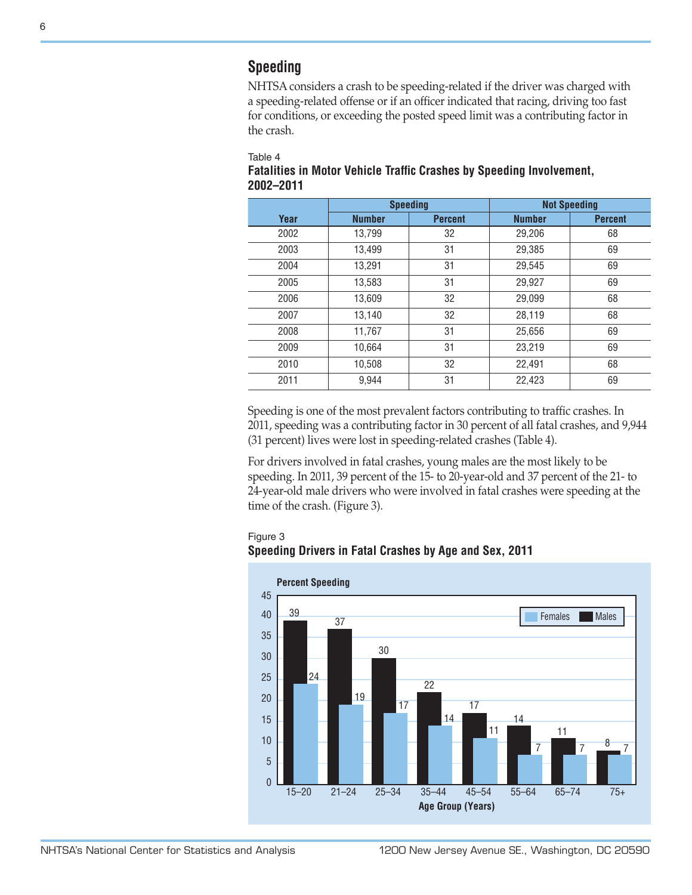## Speeding

NHTSA considers a crash to be speeding-related if the driver was charged with a speeding-related offense or if an officer indicated that racing, driving too fast for conditions, or exceeding the posted speed limit was a contributing factor in the crash.

Table 4
**Fatalities in Motor Vehicle Traffic Crashes by Speeding Involvement, 2002–2011**

| Year | Speeding | | Not Speeding | |
|---|---|---|---|---|
| | Number | Percent | Number | Percent |
| 2002 | 13,799 | 32 | 29,206 | 68 |
| 2003 | 13,499 | 31 | 29,385 | 69 |
| 2004 | 13,291 | 31 | 29,545 | 69 |
| 2005 | 13,583 | 31 | 29,927 | 69 |
| 2006 | 13,609 | 32 | 29,099 | 68 |
| 2007 | 13,140 | 32 | 28,119 | 68 |
| 2008 | 11,767 | 31 | 25,656 | 69 |
| 2009 | 10,664 | 31 | 23,219 | 69 |
| 2010 | 10,508 | 32 | 22,491 | 68 |
| 2011 | 9,944 | 31 | 22,423 | 69 |

Speeding is one of the most prevalent factors contributing to traffic crashes. In 2011, speeding was a contributing factor in 30 percent of all fatal crashes, and 9,944 (31 percent) lives were lost in speeding-related crashes (Table 4).

For drivers involved in fatal crashes, young males are the most likely to be speeding. In 2011, 39 percent of the 15- to 20-year-old and 37 percent of the 21- to 24-year-old male drivers who were involved in fatal crashes were speeding at the time of the crash. (Figure 3).

Figure 3
**Speeding Drivers in Fatal Crashes by Age and Sex, 2011**

| Age Group (Years) | Males (Percent Speeding) | Females (Percent Speeding) |
|---|---|---|
| 15–20 | 39 | 24 |
| 21–24 | 37 | 19 |
| 25–34 | 30 | 17 |
| 35–44 | 22 | 14 |
| 45–54 | 17 | 11 |
| 55–64 | 14 | 7 |
| 65–74 | 11 | 7 |
| 75+ | 8 | 7 |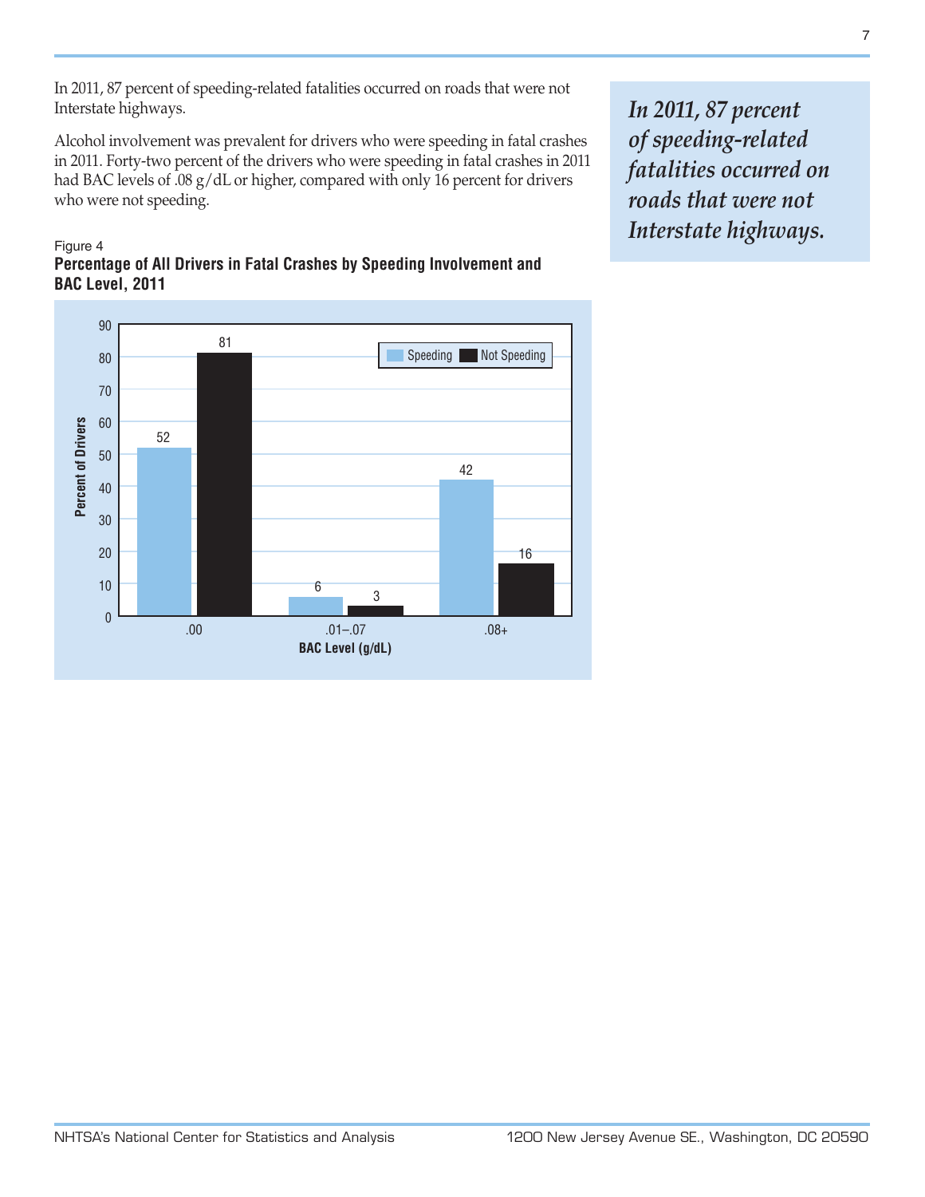In 2011, 87 percent of speeding-related fatalities occurred on roads that were not Interstate highways.

Alcohol involvement was prevalent for drivers who were speeding in fatal crashes in 2011. Forty-two percent of the drivers who were speeding in fatal crashes in 2011 had BAC levels of .08 g/dL or higher, compared with only 16 percent for drivers who were not speeding.

> ***In 2011, 87 percent of speeding-related fatalities occurred on roads that were not Interstate highways.***

Figure 4
**Percentage of All Drivers in Fatal Crashes by Speeding Involvement and BAC Level, 2011**

| BAC Level (g/dL) | Speeding | Not Speeding |
|---|---|---|
| .00 | 52 | 81 |
| .01–.07 | 6 | 3 |
| .08+ | 42 | 16 |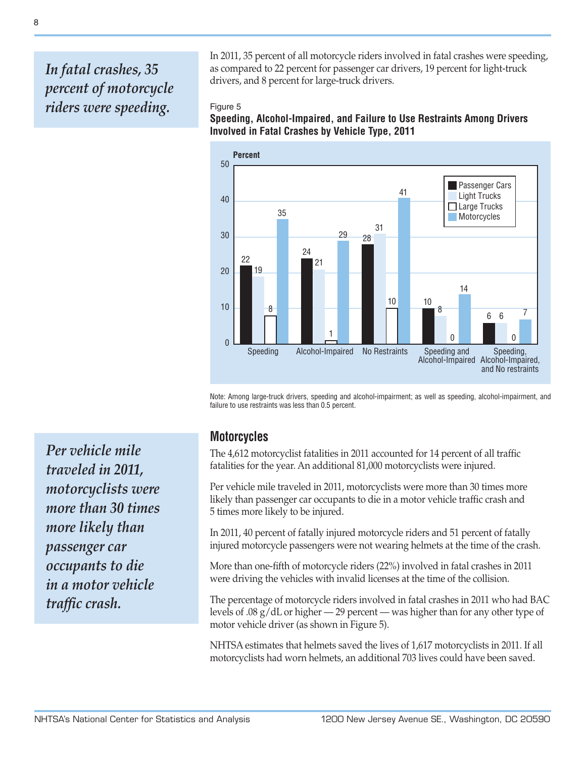*In fatal crashes, 35 percent of motorcycle riders were speeding.*

In 2011, 35 percent of all motorcycle riders involved in fatal crashes were speeding, as compared to 22 percent for passenger car drivers, 19 percent for light-truck drivers, and 8 percent for large-truck drivers.

Figure 5

**Speeding, Alcohol-Impaired, and Failure to Use Restraints Among Drivers Involved in Fatal Crashes by Vehicle Type, 2011**

| Percent | Passenger Cars | Light Trucks | Large Trucks | Motorcycles |
|---|---|---|---|---|
| Speeding | 22 | 19 | 8 | 35 |
| Alcohol-Impaired | 24 | 21 | 1 | 29 |
| No Restraints | 28 | 31 | 10 | 41 |
| Speeding and Alcohol-Impaired | 10 | 8 | 0 | 14 |
| Speeding, Alcohol-Impaired, and No restraints | 6 | 6 | 0 | 7 |

Note: Among large-truck drivers, speeding and alcohol-impairment; as well as speeding, alcohol-impairment, and failure to use restraints was less than 0.5 percent.

## Motorcycles

*Per vehicle mile traveled in 2011, motorcyclists were more than 30 times more likely than passenger car occupants to die in a motor vehicle traffic crash.*

The 4,612 motorcyclist fatalities in 2011 accounted for 14 percent of all traffic fatalities for the year. An additional 81,000 motorcyclists were injured.

Per vehicle mile traveled in 2011, motorcyclists were more than 30 times more likely than passenger car occupants to die in a motor vehicle traffic crash and 5 times more likely to be injured.

In 2011, 40 percent of fatally injured motorcycle riders and 51 percent of fatally injured motorcycle passengers were not wearing helmets at the time of the crash.

More than one-fifth of motorcycle riders (22%) involved in fatal crashes in 2011 were driving the vehicles with invalid licenses at the time of the collision.

The percentage of motorcycle riders involved in fatal crashes in 2011 who had BAC levels of .08 g/dL or higher — 29 percent — was higher than for any other type of motor vehicle driver (as shown in Figure 5).

NHTSA estimates that helmets saved the lives of 1,617 motorcyclists in 2011. If all motorcyclists had worn helmets, an additional 703 lives could have been saved.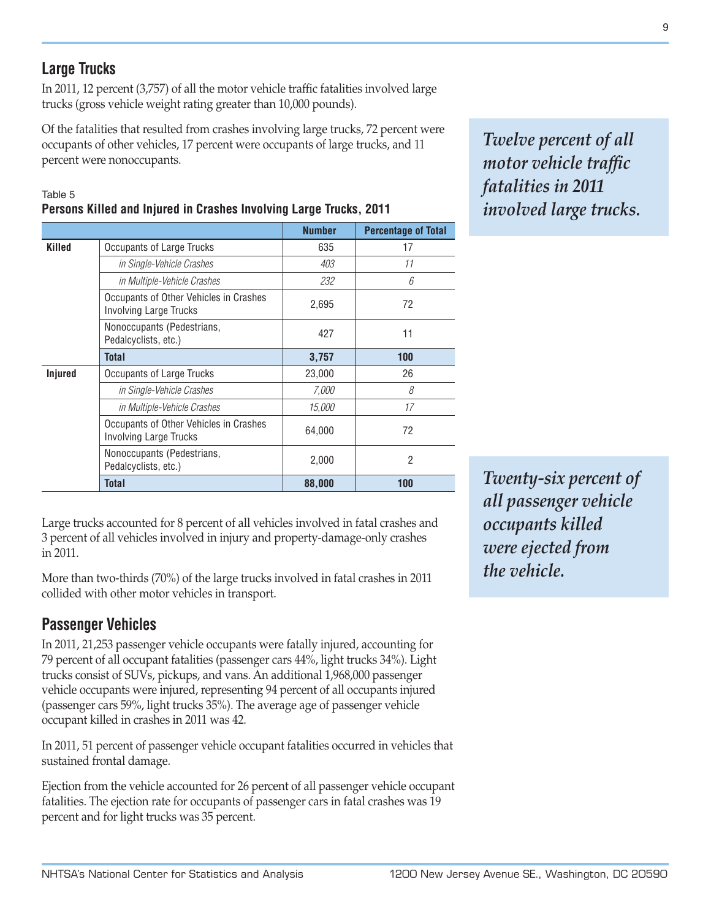## Large Trucks

In 2011, 12 percent (3,757) of all the motor vehicle traffic fatalities involved large trucks (gross vehicle weight rating greater than 10,000 pounds).

Of the fatalities that resulted from crashes involving large trucks, 72 percent were occupants of other vehicles, 17 percent were occupants of large trucks, and 11 percent were nonoccupants.

*Twelve percent of all motor vehicle traffic fatalities in 2011 involved large trucks.*

Table 5
**Persons Killed and Injured in Crashes Involving Large Trucks, 2011**

| | | Number | Percentage of Total |
|---|---|---|---|
| **Killed** | Occupants of Large Trucks | 635 | 17 |
| | *in Single-Vehicle Crashes* | *403* | *11* |
| | *in Multiple-Vehicle Crashes* | *232* | *6* |
| | Occupants of Other Vehicles in Crashes Involving Large Trucks | 2,695 | 72 |
| | Nonoccupants (Pedestrians, Pedalcyclists, etc.) | 427 | 11 |
| | **Total** | **3,757** | **100** |
| **Injured** | Occupants of Large Trucks | 23,000 | 26 |
| | *in Single-Vehicle Crashes* | *7,000* | *8* |
| | *in Multiple-Vehicle Crashes* | *15,000* | *17* |
| | Occupants of Other Vehicles in Crashes Involving Large Trucks | 64,000 | 72 |
| | Nonoccupants (Pedestrians, Pedalcyclists, etc.) | 2,000 | 2 |
| | **Total** | **88,000** | **100** |

Large trucks accounted for 8 percent of all vehicles involved in fatal crashes and 3 percent of all vehicles involved in injury and property-damage-only crashes in 2011.

More than two-thirds (70%) of the large trucks involved in fatal crashes in 2011 collided with other motor vehicles in transport.

## Passenger Vehicles

In 2011, 21,253 passenger vehicle occupants were fatally injured, accounting for 79 percent of all occupant fatalities (passenger cars 44%, light trucks 34%). Light trucks consist of SUVs, pickups, and vans. An additional 1,968,000 passenger vehicle occupants were injured, representing 94 percent of all occupants injured (passenger cars 59%, light trucks 35%). The average age of passenger vehicle occupant killed in crashes in 2011 was 42.

In 2011, 51 percent of passenger vehicle occupant fatalities occurred in vehicles that sustained frontal damage.

Ejection from the vehicle accounted for 26 percent of all passenger vehicle occupant fatalities. The ejection rate for occupants of passenger cars in fatal crashes was 19 percent and for light trucks was 35 percent.

*Twenty-six percent of all passenger vehicle occupants killed were ejected from the vehicle.*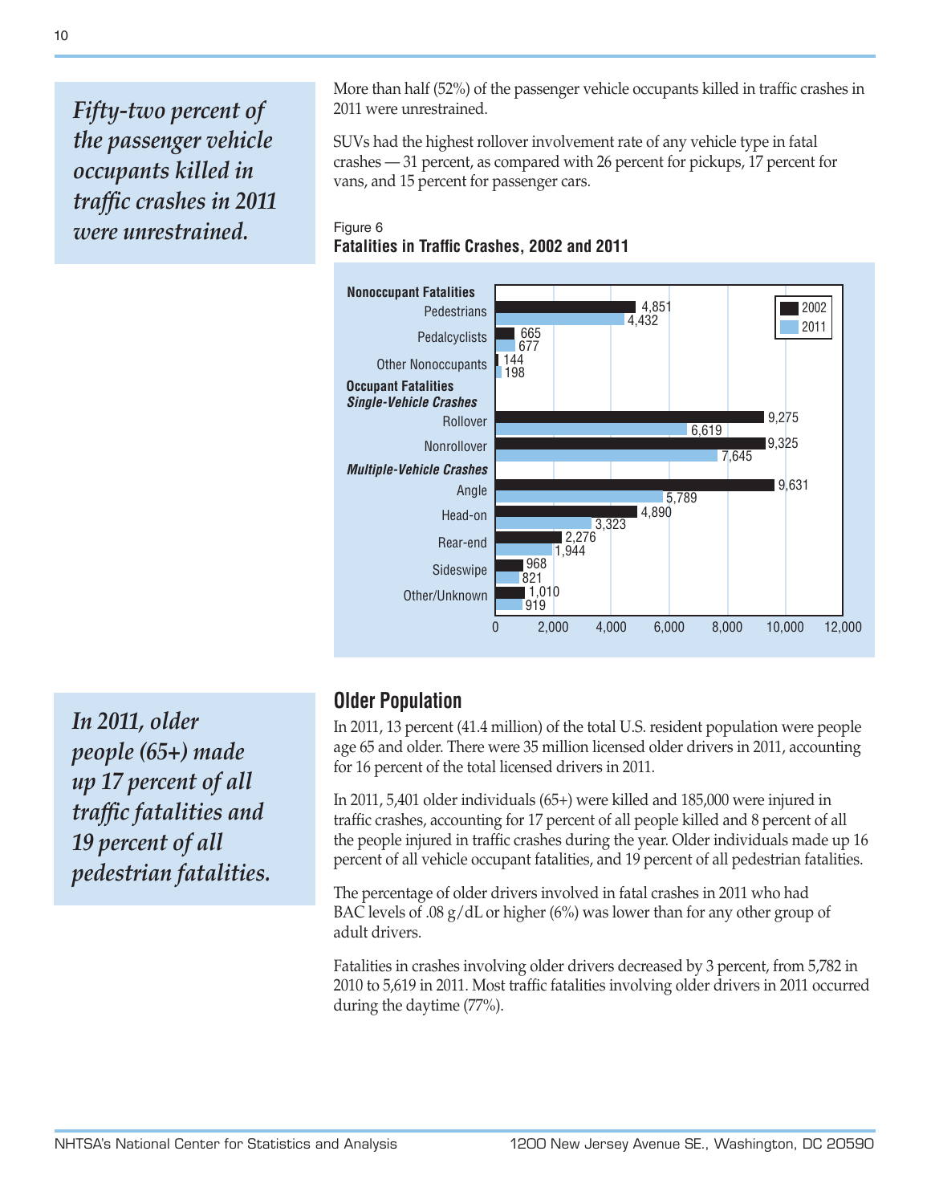*Fifty-two percent of the passenger vehicle occupants killed in traffic crashes in 2011 were unrestrained.*

More than half (52%) of the passenger vehicle occupants killed in traffic crashes in 2011 were unrestrained.

SUVs had the highest rollover involvement rate of any vehicle type in fatal crashes — 31 percent, as compared with 26 percent for pickups, 17 percent for vans, and 15 percent for passenger cars.

Figure 6
**Fatalities in Traffic Crashes, 2002 and 2011**

| Category | 2002 | 2011 |
|---|---|---|
| **Nonoccupant Fatalities** | | |
| Pedestrians | 4,851 | 4,432 |
| Pedalcyclists | 665 | 677 |
| Other Nonoccupants | 144 | 198 |
| **Occupant Fatalities** | | |
| ***Single-Vehicle Crashes*** | | |
| Rollover | 9,275 | 6,619 |
| Nonrollover | 9,325 | 7,645 |
| ***Multiple-Vehicle Crashes*** | | |
| Angle | 9,631 | 5,789 |
| Head-on | 4,890 | 3,323 |
| Rear-end | 2,276 | 1,944 |
| Sideswipe | 968 | 821 |
| Other/Unknown | 1,010 | 919 |

## Older Population

*In 2011, older people (65+) made up 17 percent of all traffic fatalities and 19 percent of all pedestrian fatalities.*

In 2011, 13 percent (41.4 million) of the total U.S. resident population were people age 65 and older. There were 35 million licensed older drivers in 2011, accounting for 16 percent of the total licensed drivers in 2011.

In 2011, 5,401 older individuals (65+) were killed and 185,000 were injured in traffic crashes, accounting for 17 percent of all people killed and 8 percent of all the people injured in traffic crashes during the year. Older individuals made up 16 percent of all vehicle occupant fatalities, and 19 percent of all pedestrian fatalities.

The percentage of older drivers involved in fatal crashes in 2011 who had BAC levels of .08 g/dL or higher (6%) was lower than for any other group of adult drivers.

Fatalities in crashes involving older drivers decreased by 3 percent, from 5,782 in 2010 to 5,619 in 2011. Most traffic fatalities involving older drivers in 2011 occurred during the daytime (77%).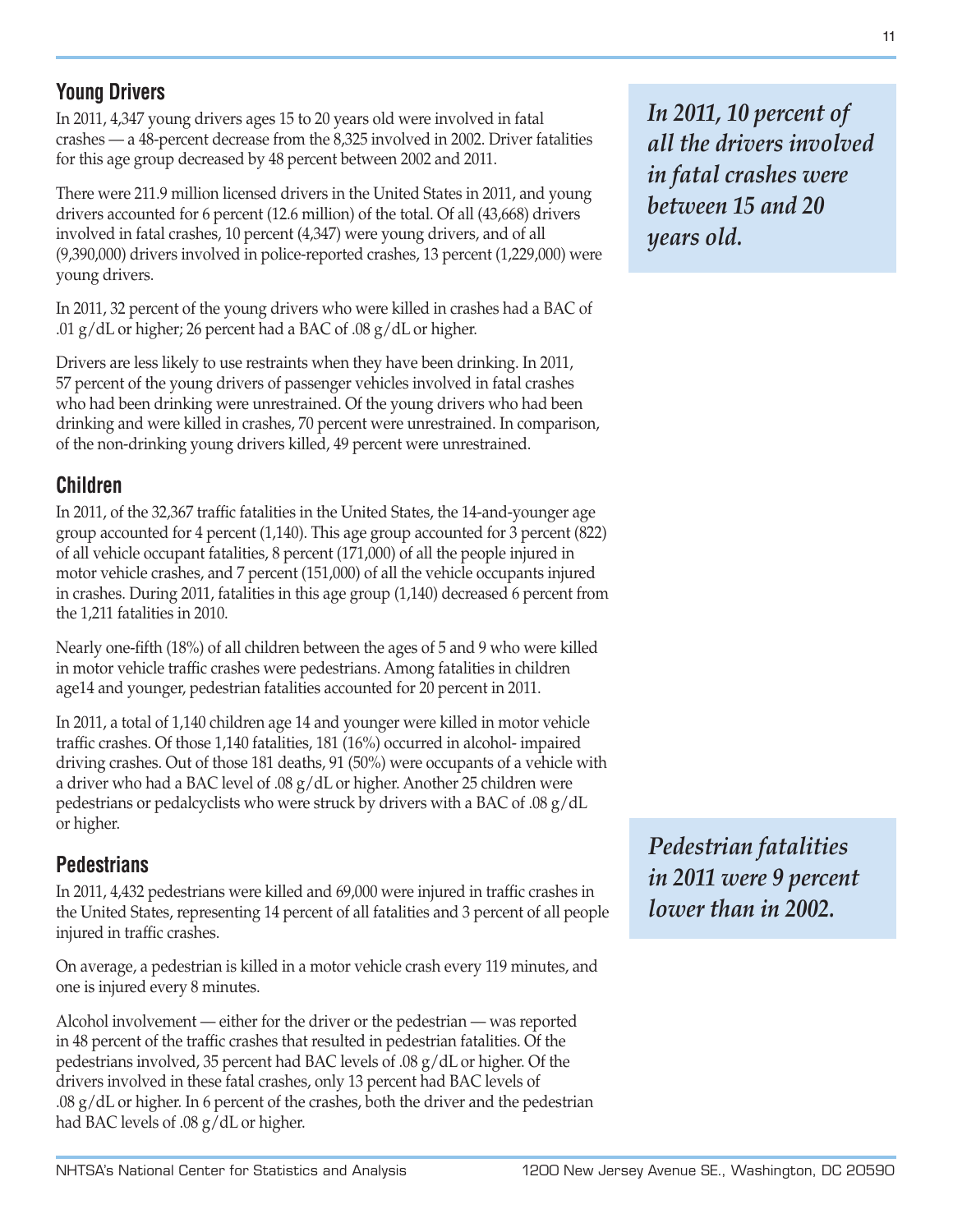## Young Drivers

In 2011, 4,347 young drivers ages 15 to 20 years old were involved in fatal crashes — a 48-percent decrease from the 8,325 involved in 2002. Driver fatalities for this age group decreased by 48 percent between 2002 and 2011.

*In 2011, 10 percent of all the drivers involved in fatal crashes were between 15 and 20 years old.*

There were 211.9 million licensed drivers in the United States in 2011, and young drivers accounted for 6 percent (12.6 million) of the total. Of all (43,668) drivers involved in fatal crashes, 10 percent (4,347) were young drivers, and of all (9,390,000) drivers involved in police-reported crashes, 13 percent (1,229,000) were young drivers.

In 2011, 32 percent of the young drivers who were killed in crashes had a BAC of .01 g/dL or higher; 26 percent had a BAC of .08 g/dL or higher.

Drivers are less likely to use restraints when they have been drinking. In 2011, 57 percent of the young drivers of passenger vehicles involved in fatal crashes who had been drinking were unrestrained. Of the young drivers who had been drinking and were killed in crashes, 70 percent were unrestrained. In comparison, of the non-drinking young drivers killed, 49 percent were unrestrained.

## Children

In 2011, of the 32,367 traffic fatalities in the United States, the 14-and-younger age group accounted for 4 percent (1,140). This age group accounted for 3 percent (822) of all vehicle occupant fatalities, 8 percent (171,000) of all the people injured in motor vehicle crashes, and 7 percent (151,000) of all the vehicle occupants injured in crashes. During 2011, fatalities in this age group (1,140) decreased 6 percent from the 1,211 fatalities in 2010.

Nearly one-fifth (18%) of all children between the ages of 5 and 9 who were killed in motor vehicle traffic crashes were pedestrians. Among fatalities in children age14 and younger, pedestrian fatalities accounted for 20 percent in 2011.

In 2011, a total of 1,140 children age 14 and younger were killed in motor vehicle traffic crashes. Of those 1,140 fatalities, 181 (16%) occurred in alcohol- impaired driving crashes. Out of those 181 deaths, 91 (50%) were occupants of a vehicle with a driver who had a BAC level of .08 g/dL or higher. Another 25 children were pedestrians or pedalcyclists who were struck by drivers with a BAC of .08 g/dL or higher.

## Pedestrians

*Pedestrian fatalities in 2011 were 9 percent lower than in 2002.*

In 2011, 4,432 pedestrians were killed and 69,000 were injured in traffic crashes in the United States, representing 14 percent of all fatalities and 3 percent of all people injured in traffic crashes.

On average, a pedestrian is killed in a motor vehicle crash every 119 minutes, and one is injured every 8 minutes.

Alcohol involvement — either for the driver or the pedestrian — was reported in 48 percent of the traffic crashes that resulted in pedestrian fatalities. Of the pedestrians involved, 35 percent had BAC levels of .08 g/dL or higher. Of the drivers involved in these fatal crashes, only 13 percent had BAC levels of .08 g/dL or higher. In 6 percent of the crashes, both the driver and the pedestrian had BAC levels of .08 g/dL or higher.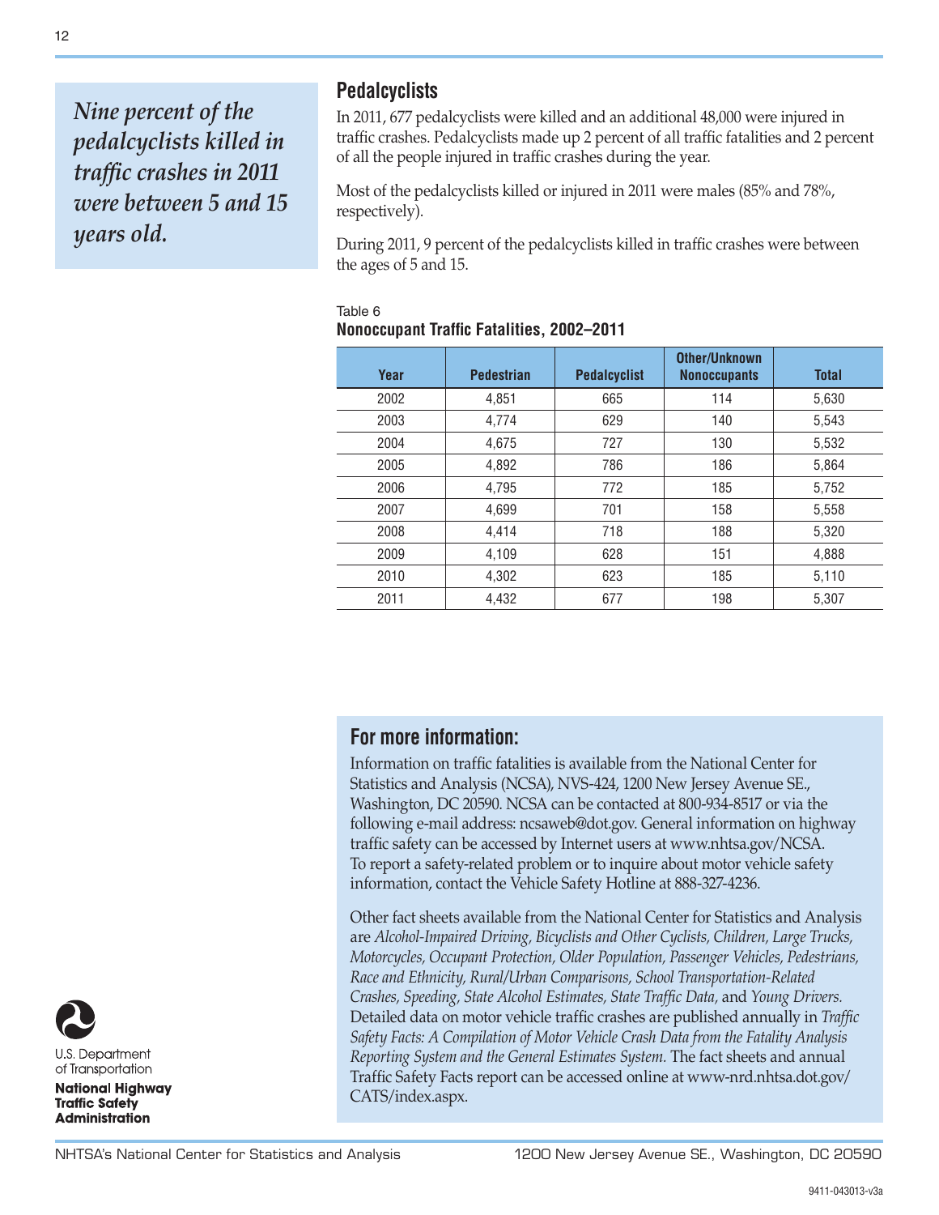*Nine percent of the pedalcyclists killed in traffic crashes in 2011 were between 5 and 15 years old.*

## Pedalcyclists

In 2011, 677 pedalcyclists were killed and an additional 48,000 were injured in traffic crashes. Pedalcyclists made up 2 percent of all traffic fatalities and 2 percent of all the people injured in traffic crashes during the year.

Most of the pedalcyclists killed or injured in 2011 were males (85% and 78%, respectively).

During 2011, 9 percent of the pedalcyclists killed in traffic crashes were between the ages of 5 and 15.

Table 6
**Nonoccupant Traffic Fatalities, 2002–2011**

| Year | Pedestrian | Pedalcyclist | Other/Unknown Nonoccupants | Total |
|---|---|---|---|---|
| 2002 | 4,851 | 665 | 114 | 5,630 |
| 2003 | 4,774 | 629 | 140 | 5,543 |
| 2004 | 4,675 | 727 | 130 | 5,532 |
| 2005 | 4,892 | 786 | 186 | 5,864 |
| 2006 | 4,795 | 772 | 185 | 5,752 |
| 2007 | 4,699 | 701 | 158 | 5,558 |
| 2008 | 4,414 | 718 | 188 | 5,320 |
| 2009 | 4,109 | 628 | 151 | 4,888 |
| 2010 | 4,302 | 623 | 185 | 5,110 |
| 2011 | 4,432 | 677 | 198 | 5,307 |

## For more information:

Information on traffic fatalities is available from the National Center for Statistics and Analysis (NCSA), NVS-424, 1200 New Jersey Avenue SE., Washington, DC 20590. NCSA can be contacted at 800-934-8517 or via the following e-mail address: ncsaweb@dot.gov. General information on highway traffic safety can be accessed by Internet users at www.nhtsa.gov/NCSA. To report a safety-related problem or to inquire about motor vehicle safety information, contact the Vehicle Safety Hotline at 888-327-4236.

Other fact sheets available from the National Center for Statistics and Analysis are *Alcohol-Impaired Driving, Bicyclists and Other Cyclists, Children, Large Trucks, Motorcycles, Occupant Protection, Older Population, Passenger Vehicles, Pedestrians, Race and Ethnicity, Rural/Urban Comparisons, School Transportation-Related Crashes, Speeding, State Alcohol Estimates, State Traffic Data*, and *Young Drivers.* Detailed data on motor vehicle traffic crashes are published annually in *Traffic Safety Facts: A Compilation of Motor Vehicle Crash Data from the Fatality Analysis Reporting System and the General Estimates System.* The fact sheets and annual Traffic Safety Facts report can be accessed online at www-nrd.nhtsa.dot.gov/CATS/index.aspx.

U.S. Department of Transportation
**National Highway Traffic Safety Administration**

9411-043013-v3a